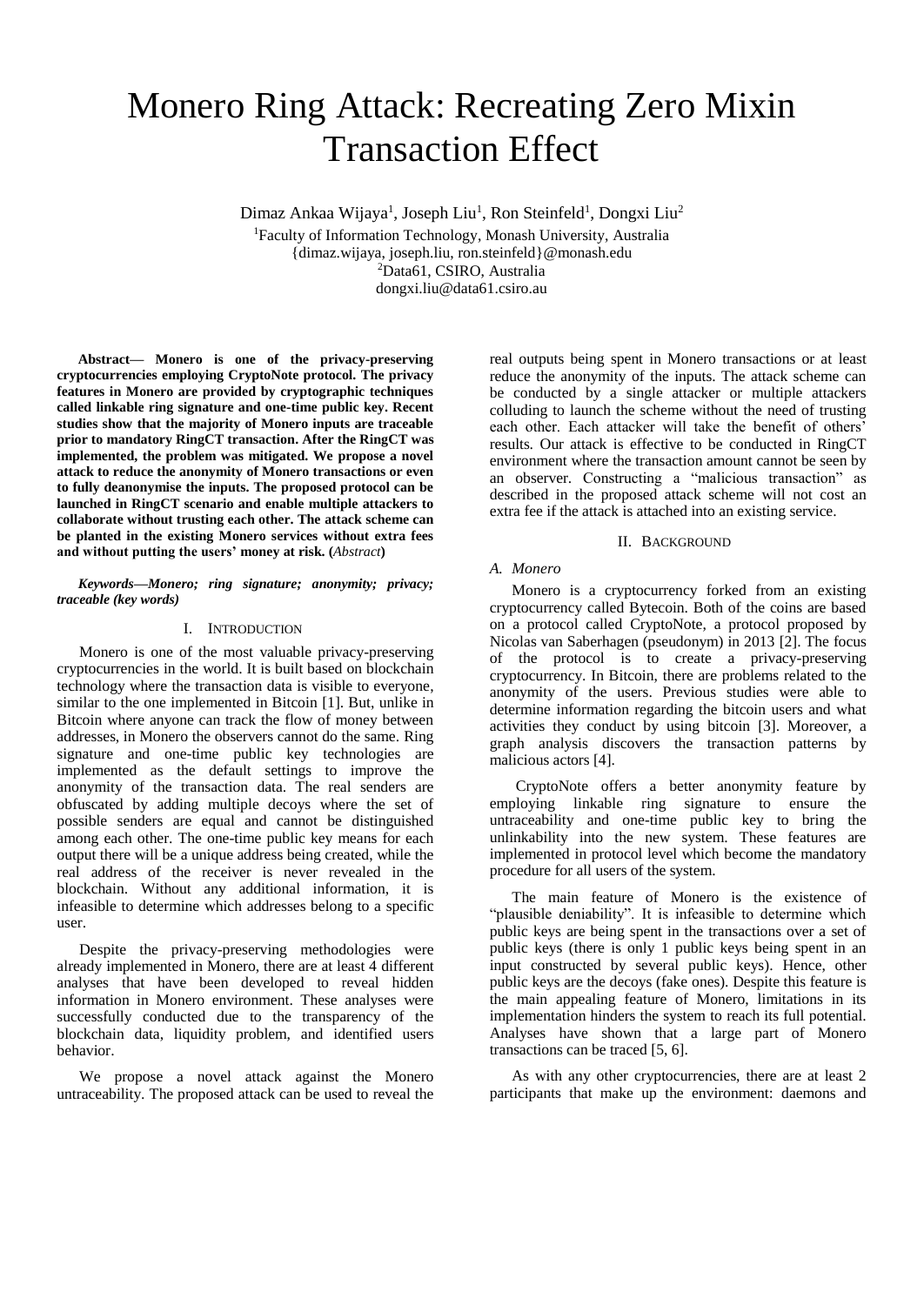# Monero Ring Attack: Recreating Zero Mixin Transaction Effect

Dimaz Ankaa Wijaya[1], Joseph Liu[1], Ron Steinfeld[1], Dongxi Liu[2]

[1]Faculty of Information Technology, Monash University, Australia
{dimaz.wijaya, joseph.liu, ron.steinfeld}@monash.edu
[2]Data61, CSIRO, Australia
dongxi.liu@data61.csiro.au

***Abstract*— Monero is one of the privacy-preserving cryptocurrencies employing CryptoNote protocol. The privacy features in Monero are provided by cryptographic techniques called linkable ring signature and one-time public key. Recent studies show that the majority of Monero inputs are traceable prior to mandatory RingCT transaction. After the RingCT was implemented, the problem was mitigated. We propose a novel attack to reduce the anonymity of Monero transactions or even to fully deanonymise the inputs. The proposed protocol can be launched in RingCT scenario and enable multiple attackers to collaborate without trusting each other. The attack scheme can be planted in the existing Monero services without extra fees and without putting the users' money at risk. (*Abstract*)**

***Keywords—Monero; ring signature; anonymity; privacy; traceable (key words)***

## I. Introduction

Monero is one of the most valuable privacy-preserving cryptocurrencies in the world. It is built based on blockchain technology where the transaction data is visible to everyone, similar to the one implemented in Bitcoin [1]. But, unlike in Bitcoin where anyone can track the flow of money between addresses, in Monero the observers cannot do the same. Ring signature and one-time public key technologies are implemented as the default settings to improve the anonymity of the transaction data. The real senders are obfuscated by adding multiple decoys where the set of possible senders are equal and cannot be distinguished among each other. The one-time public key means for each output there will be a unique address being created, while the real address of the receiver is never revealed in the blockchain. Without any additional information, it is infeasible to determine which addresses belong to a specific user.

Despite the privacy-preserving methodologies were already implemented in Monero, there are at least 4 different analyses that have been developed to reveal hidden information in Monero environment. These analyses were successfully conducted due to the transparency of the blockchain data, liquidity problem, and identified users behavior.

We propose a novel attack against the Monero untraceability. The proposed attack can be used to reveal the real outputs being spent in Monero transactions or at least reduce the anonymity of the inputs. The attack scheme can be conducted by a single attacker or multiple attackers colluding to launch the scheme without the need of trusting each other. Each attacker will take the benefit of others' results. Our attack is effective to be conducted in RingCT environment where the transaction amount cannot be seen by an observer. Constructing a "malicious transaction" as described in the proposed attack scheme will not cost an extra fee if the attack is attached into an existing service.

## II. Background

### *A. Monero*

Monero is a cryptocurrency forked from an existing cryptocurrency called Bytecoin. Both of the coins are based on a protocol called CryptoNote, a protocol proposed by Nicolas van Saberhagen (pseudonym) in 2013 [2]. The focus of the protocol is to create a privacy-preserving cryptocurrency. In Bitcoin, there are problems related to the anonymity of the users. Previous studies were able to determine information regarding the bitcoin users and what activities they conduct by using bitcoin [3]. Moreover, a graph analysis discovers the transaction patterns by malicious actors [4].

CryptoNote offers a better anonymity feature by employing linkable ring signature to ensure the untraceability and one-time public key to bring the unlinkability into the new system. These features are implemented in protocol level which become the mandatory procedure for all users of the system.

The main feature of Monero is the existence of "plausible deniability". It is infeasible to determine which public keys are being spent in the transactions over a set of public keys (there is only 1 public keys being spent in an input constructed by several public keys). Hence, other public keys are the decoys (fake ones). Despite this feature is the main appealing feature of Monero, limitations in its implementation hinders the system to reach its full potential. Analyses have shown that a large part of Monero transactions can be traced [5, 6].

As with any other cryptocurrencies, there are at least 2 participants that make up the environment: daemons and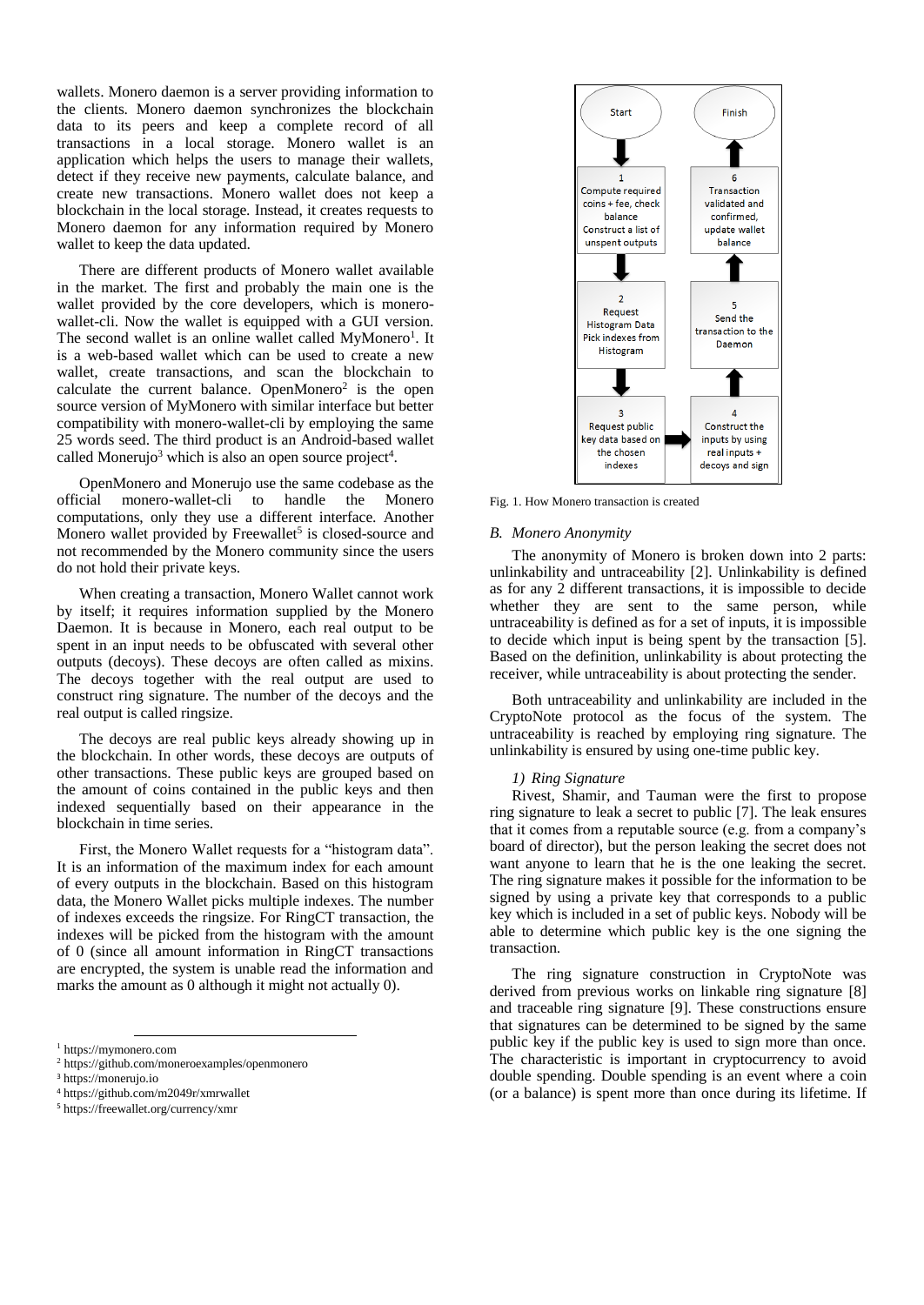wallets. Monero daemon is a server providing information to the clients. Monero daemon synchronizes the blockchain data to its peers and keep a complete record of all transactions in a local storage. Monero wallet is an application which helps the users to manage their wallets, detect if they receive new payments, calculate balance, and create new transactions. Monero wallet does not keep a blockchain in the local storage. Instead, it creates requests to Monero daemon for any information required by Monero wallet to keep the data updated.

There are different products of Monero wallet available in the market. The first and probably the main one is the wallet provided by the core developers, which is monero-wallet-cli. Now the wallet is equipped with a GUI version. The second wallet is an online wallet called MyMonero[1]. It is a web-based wallet which can be used to create a new wallet, create transactions, and scan the blockchain to calculate the current balance. OpenMonero[2] is the open source version of MyMonero with similar interface but better compatibility with monero-wallet-cli by employing the same 25 words seed. The third product is an Android-based wallet called Monerujo[3] which is also an open source project[4].

OpenMonero and Monerujo use the same codebase as the official monero-wallet-cli to handle the Monero computations, only they use a different interface. Another Monero wallet provided by Freewallet[5] is closed-source and not recommended by the Monero community since the users do not hold their private keys.

When creating a transaction, Monero Wallet cannot work by itself; it requires information supplied by the Monero Daemon. It is because in Monero, each real output to be spent in an input needs to be obfuscated with several other outputs (decoys). These decoys are often called as mixins. The decoys together with the real output are used to construct ring signature. The number of the decoys and the real output is called ringsize.

The decoys are real public keys already showing up in the blockchain. In other words, these decoys are outputs of other transactions. These public keys are grouped based on the amount of coins contained in the public keys and then indexed sequentially based on their appearance in the blockchain in time series.

First, the Monero Wallet requests for a "histogram data". It is an information of the maximum index for each amount of every outputs in the blockchain. Based on this histogram data, the Monero Wallet picks multiple indexes. The number of indexes exceeds the ringsize. For RingCT transaction, the indexes will be picked from the histogram with the amount of 0 (since all amount information in RingCT transactions are encrypted, the system is unable read the information and marks the amount as 0 although it might not actually 0).

[1] https://mymonero.com
[2] https://github.com/moneroexamples/openmonero
[3] https://monerujo.io
[4] https://github.com/m2049r/xmrwallet
[5] https://freewallet.org/currency/xmr

Start → 1: Compute required coins + fee, check balance. Construct a list of unspent outputs → 2: Request Histogram Data. Pick indexes from Histogram → 3: Request public key data based on the chosen indexes → 4: Construct the inputs by using real inputs + decoys and sign → 5: Send the transaction to the Daemon → 6: Transaction validated and confirmed, update wallet balance → Finish

Fig. 1. How Monero transaction is created

## B. Monero Anonymity

The anonymity of Monero is broken down into 2 parts: unlinkability and untraceability [2]. Unlinkability is defined as for any 2 different transactions, it is impossible to decide whether they are sent to the same person, while untraceability is defined as for a set of inputs, it is impossible to decide which input is being spent by the transaction [5]. Based on the definition, unlinkability is about protecting the receiver, while untraceability is about protecting the sender.

Both untraceability and unlinkability are included in the CryptoNote protocol as the focus of the system. The untraceability is reached by employing ring signature. The unlinkability is ensured by using one-time public key.

### 1) Ring Signature

Rivest, Shamir, and Tauman were the first to propose ring signature to leak a secret to public [7]. The leak ensures that it comes from a reputable source (e.g. from a company's board of director), but the person leaking the secret does not want anyone to learn that he is the one leaking the secret. The ring signature makes it possible for the information to be signed by using a private key that corresponds to a public key which is included in a set of public keys. Nobody will be able to determine which public key is the one signing the transaction.

The ring signature construction in CryptoNote was derived from previous works on linkable ring signature [8] and traceable ring signature [9]. These constructions ensure that signatures can be determined to be signed by the same public key if the public key is used to sign more than once. The characteristic is important in cryptocurrency to avoid double spending. Double spending is an event where a coin (or a balance) is spent more than once during its lifetime. If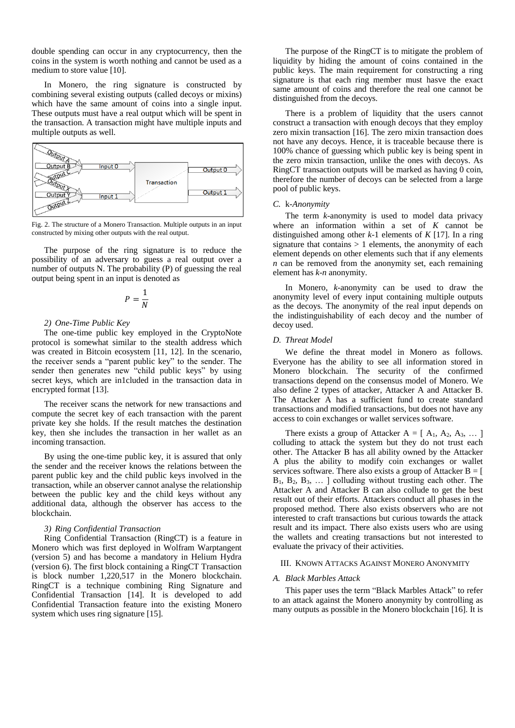double spending can occur in any cryptocurrency, then the coins in the system is worth nothing and cannot be used as a medium to store value [10].

In Monero, the ring signature is constructed by combining several existing outputs (called decoys or mixins) which have the same amount of coins into a single input. These outputs must have a real output which will be spent in the transaction. A transaction might have multiple inputs and multiple outputs as well.

Fig. 2. The structure of a Monero Transaction. Multiple outputs in an input constructed by mixing other outputs with the real output.

The purpose of the ring signature is to reduce the possibility of an adversary to guess a real output over a number of outputs N. The probability (P) of guessing the real output being spent in an input is denoted as

$$P = \frac{1}{N}$$

#### 2) One-Time Public Key

The one-time public key employed in the CryptoNote protocol is somewhat similar to the stealth address which was created in Bitcoin ecosystem [11, 12]. In the scenario, the receiver sends a "parent public key" to the sender. The sender then generates new "child public keys" by using secret keys, which are in1cluded in the transaction data in encrypted format [13].

The receiver scans the network for new transactions and compute the secret key of each transaction with the parent private key she holds. If the result matches the destination key, then she includes the transaction in her wallet as an incoming transaction.

By using the one-time public key, it is assured that only the sender and the receiver knows the relations between the parent public key and the child public keys involved in the transaction, while an observer cannot analyse the relationship between the public key and the child keys without any additional data, although the observer has access to the blockchain.

#### 3) Ring Confidential Transaction

Ring Confidential Transaction (RingCT) is a feature in Monero which was first deployed in Wolfram Warptangent (version 5) and has become a mandatory in Helium Hydra (version 6). The first block containing a RingCT Transaction is block number 1,220,517 in the Monero blockchain. RingCT is a technique combining Ring Signature and Confidential Transaction [14]. It is developed to add Confidential Transaction feature into the existing Monero system which uses ring signature [15].

The purpose of the RingCT is to mitigate the problem of liquidity by hiding the amount of coins contained in the public keys. The main requirement for constructing a ring signature is that each ring member must hasve the exact same amount of coins and therefore the real one cannot be distinguished from the decoys.

There is a problem of liquidity that the users cannot construct a transaction with enough decoys that they employ zero mixin transaction [16]. The zero mixin transaction does not have any decoys. Hence, it is traceable because there is 100% chance of guessing which public key is being spent in the zero mixin transaction, unlike the ones with decoys. As RingCT transaction outputs will be marked as having 0 coin, therefore the number of decoys can be selected from a large pool of public keys.

### C. *k*-Anonymity

The term *k*-anonymity is used to model data privacy where an information within a set of $K$ cannot be distinguished among other $k$-1 elements of $K$ [17]. In a ring signature that contains > 1 elements, the anonymity of each element depends on other elements such that if any elements $n$ can be removed from the anonymity set, each remaining element has $k$-$n$ anonymity.

In Monero, *k*-anonymity can be used to draw the anonymity level of every input containing multiple outputs as the decoys. The anonymity of the real input depends on the indistinguishability of each decoy and the number of decoy used.

### D. Threat Model

We define the threat model in Monero as follows. Everyone has the ability to see all information stored in Monero blockchain. The security of the confirmed transactions depend on the consensus model of Monero. We also define 2 types of attacker, Attacker A and Attacker B. The Attacker A has a sufficient fund to create standard transactions and modified transactions, but does not have any access to coin exchanges or wallet services software.

There exists a group of Attacker A = [ $A_1$, $A_2$, $A_3$, … ] colluding to attack the system but they do not trust each other. The Attacker B has all ability owned by the Attacker A plus the ability to modify coin exchanges or wallet services software. There also exists a group of Attacker B = [ $B_1$, $B_2$, $B_3$, … ] colluding without trusting each other. The Attacker A and Attacker B can also collude to get the best result out of their efforts. Attackers conduct all phases in the proposed method. There also exists observers who are not interested to craft transactions but curious towards the attack result and its impact. There also exists users who are using the wallets and creating transactions but not interested to evaluate the privacy of their activities.

## III. Known Attacks Against Monero Anonymity

### A. Black Marbles Attack

This paper uses the term "Black Marbles Attack" to refer to an attack against the Monero anonymity by controlling as many outputs as possible in the Monero blockchain [16]. It is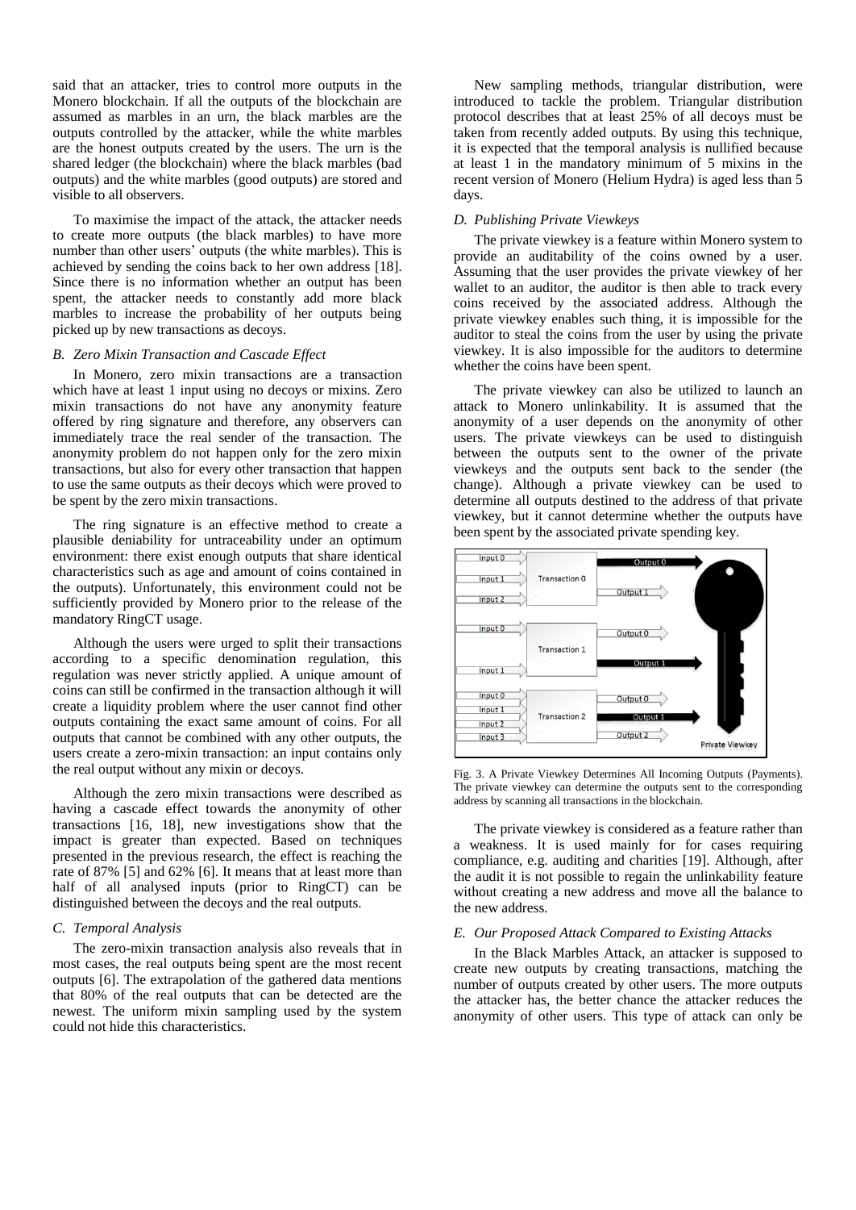said that an attacker, tries to control more outputs in the Monero blockchain. If all the outputs of the blockchain are assumed as marbles in an urn, the black marbles are the outputs controlled by the attacker, while the white marbles are the honest outputs created by the users. The urn is the shared ledger (the blockchain) where the black marbles (bad outputs) and the white marbles (good outputs) are stored and visible to all observers.

To maximise the impact of the attack, the attacker needs to create more outputs (the black marbles) to have more number than other users' outputs (the white marbles). This is achieved by sending the coins back to her own address [18]. Since there is no information whether an output has been spent, the attacker needs to constantly add more black marbles to increase the probability of her outputs being picked up by new transactions as decoys.

### *B. Zero Mixin Transaction and Cascade Effect*

In Monero, zero mixin transactions are a transaction which have at least 1 input using no decoys or mixins. Zero mixin transactions do not have any anonymity feature offered by ring signature and therefore, any observers can immediately trace the real sender of the transaction. The anonymity problem do not happen only for the zero mixin transactions, but also for every other transaction that happen to use the same outputs as their decoys which were proved to be spent by the zero mixin transactions.

The ring signature is an effective method to create a plausible deniability for untraceability under an optimum environment: there exist enough outputs that share identical characteristics such as age and amount of coins contained in the outputs). Unfortunately, this environment could not be sufficiently provided by Monero prior to the release of the mandatory RingCT usage.

Although the users were urged to split their transactions according to a specific denomination regulation, this regulation was never strictly applied. A unique amount of coins can still be confirmed in the transaction although it will create a liquidity problem where the user cannot find other outputs containing the exact same amount of coins. For all outputs that cannot be combined with any other outputs, the users create a zero-mixin transaction: an input contains only the real output without any mixin or decoys.

Although the zero mixin transactions were described as having a cascade effect towards the anonymity of other transactions [16, 18], new investigations show that the impact is greater than expected. Based on techniques presented in the previous research, the effect is reaching the rate of 87% [5] and 62% [6]. It means that at least more than half of all analysed inputs (prior to RingCT) can be distinguished between the decoys and the real outputs.

### *C. Temporal Analysis*

The zero-mixin transaction analysis also reveals that in most cases, the real outputs being spent are the most recent outputs [6]. The extrapolation of the gathered data mentions that 80% of the real outputs that can be detected are the newest. The uniform mixin sampling used by the system could not hide this characteristics.

New sampling methods, triangular distribution, were introduced to tackle the problem. Triangular distribution protocol describes that at least 25% of all decoys must be taken from recently added outputs. By using this technique, it is expected that the temporal analysis is nullified because at least 1 in the mandatory minimum of 5 mixins in the recent version of Monero (Helium Hydra) is aged less than 5 days.

### *D. Publishing Private Viewkeys*

The private viewkey is a feature within Monero system to provide an auditability of the coins owned by a user. Assuming that the user provides the private viewkey of her wallet to an auditor, the auditor is then able to track every coins received by the associated address. Although the private viewkey enables such thing, it is impossible for the auditor to steal the coins from the user by using the private viewkey. It is also impossible for the auditors to determine whether the coins have been spent.

The private viewkey can also be utilized to launch an attack to Monero unlinkability. It is assumed that the anonymity of a user depends on the anonymity of other users. The private viewkeys can be used to distinguish between the outputs sent to the owner of the private viewkeys and the outputs sent back to the sender (the change). Although a private viewkey can be used to determine all outputs destined to the address of that private viewkey, but it cannot determine whether the outputs have been spent by the associated private spending key.

Fig. 3. A Private Viewkey Determines All Incoming Outputs (Payments). The private viewkey can determine the outputs sent to the corresponding address by scanning all transactions in the blockchain.

The private viewkey is considered as a feature rather than a weakness. It is used mainly for for cases requiring compliance, e.g. auditing and charities [19]. Although, after the audit it is not possible to regain the unlinkability feature without creating a new address and move all the balance to the new address.

### *E. Our Proposed Attack Compared to Existing Attacks*

In the Black Marbles Attack, an attacker is supposed to create new outputs by creating transactions, matching the number of outputs created by other users. The more outputs the attacker has, the better chance the attacker reduces the anonymity of other users. This type of attack can only be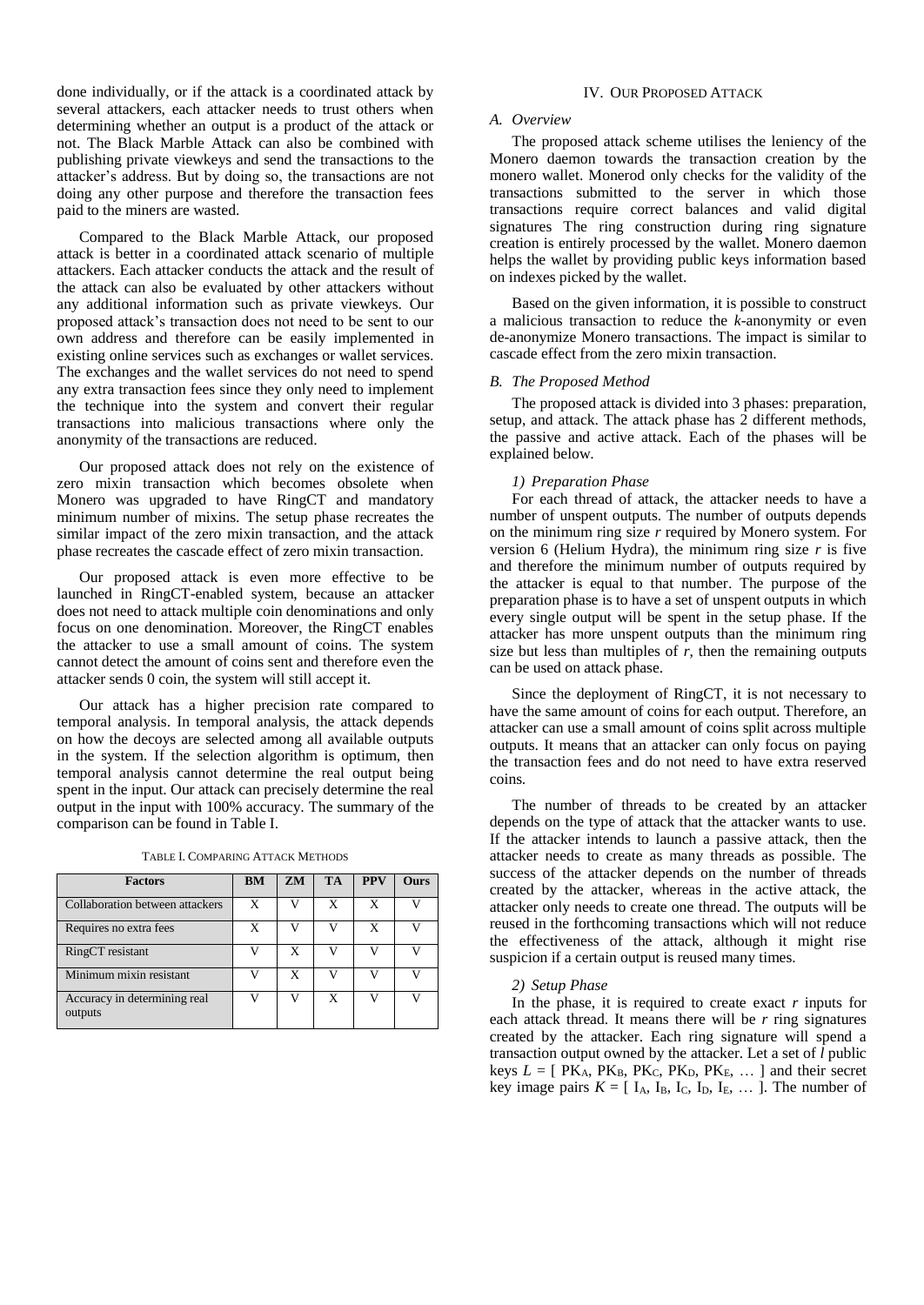done individually, or if the attack is a coordinated attack by several attackers, each attacker needs to trust others when determining whether an output is a product of the attack or not. The Black Marble Attack can also be combined with publishing private viewkeys and send the transactions to the attacker's address. But by doing so, the transactions are not doing any other purpose and therefore the transaction fees paid to the miners are wasted.

Compared to the Black Marble Attack, our proposed attack is better in a coordinated attack scenario of multiple attackers. Each attacker conducts the attack and the result of the attack can also be evaluated by other attackers without any additional information such as private viewkeys. Our proposed attack's transaction does not need to be sent to our own address and therefore can be easily implemented in existing online services such as exchanges or wallet services. The exchanges and the wallet services do not need to spend any extra transaction fees since they only need to implement the technique into the system and convert their regular transactions into malicious transactions where only the anonymity of the transactions are reduced.

Our proposed attack does not rely on the existence of zero mixin transaction which becomes obsolete when Monero was upgraded to have RingCT and mandatory minimum number of mixins. The setup phase recreates the similar impact of the zero mixin transaction, and the attack phase recreates the cascade effect of zero mixin transaction.

Our proposed attack is even more effective to be launched in RingCT-enabled system, because an attacker does not need to attack multiple coin denominations and only focus on one denomination. Moreover, the RingCT enables the attacker to use a small amount of coins. The system cannot detect the amount of coins sent and therefore even the attacker sends 0 coin, the system will still accept it.

Our attack has a higher precision rate compared to temporal analysis. In temporal analysis, the attack depends on how the decoys are selected among all available outputs in the system. If the selection algorithm is optimum, then temporal analysis cannot determine the real output being spent in the input. Our attack can precisely determine the real output in the input with 100% accuracy. The summary of the comparison can be found in Table I.

TABLE I. COMPARING ATTACK METHODS

| Factors | BM | ZM | TA | PPV | Ours |
|---|---|---|---|---|---|
| Collaboration between attackers | X | V | X | X | V |
| Requires no extra fees | X | V | V | X | V |
| RingCT resistant | V | X | V | V | V |
| Minimum mixin resistant | V | X | V | V | V |
| Accuracy in determining real outputs | V | V | X | V | V |

## IV. OUR PROPOSED ATTACK

### A. Overview

The proposed attack scheme utilises the leniency of the Monero daemon towards the transaction creation by the monero wallet. Monerod only checks for the validity of the transactions submitted to the server in which those transactions require correct balances and valid digital signatures The ring construction during ring signature creation is entirely processed by the wallet. Monero daemon helps the wallet by providing public keys information based on indexes picked by the wallet.

Based on the given information, it is possible to construct a malicious transaction to reduce the *k*-anonymity or even de-anonymize Monero transactions. The impact is similar to cascade effect from the zero mixin transaction.

### B. The Proposed Method

The proposed attack is divided into 3 phases: preparation, setup, and attack. The attack phase has 2 different methods, the passive and active attack. Each of the phases will be explained below.

#### 1) Preparation Phase

For each thread of attack, the attacker needs to have a number of unspent outputs. The number of outputs depends on the minimum ring size $r$ required by Monero system. For version 6 (Helium Hydra), the minimum ring size $r$ is five and therefore the minimum number of outputs required by the attacker is equal to that number. The purpose of the preparation phase is to have a set of unspent outputs in which every single output will be spent in the setup phase. If the attacker has more unspent outputs than the minimum ring size but less than multiples of $r$, then the remaining outputs can be used on attack phase.

Since the deployment of RingCT, it is not necessary to have the same amount of coins for each output. Therefore, an attacker can use a small amount of coins split across multiple outputs. It means that an attacker can only focus on paying the transaction fees and do not need to have extra reserved coins.

The number of threads to be created by an attacker depends on the type of attack that the attacker wants to use. If the attacker intends to launch a passive attack, then the attacker needs to create as many threads as possible. The success of the attacker depends on the number of threads created by the attacker, whereas in the active attack, the attacker only needs to create one thread. The outputs will be reused in the forthcoming transactions which will not reduce the effectiveness of the attack, although it might rise suspicion if a certain output is reused many times.

#### 2) Setup Phase

In the phase, it is required to create exact $r$ inputs for each attack thread. It means there will be $r$ ring signatures created by the attacker. Each ring signature will spend a transaction output owned by the attacker. Let a set of $l$ public keys $L$ = [ $PK_A$, $PK_B$, $PK_C$, $PK_D$, $PK_E$, … ] and their secret key image pairs $K$ = [ $I_A$, $I_B$, $I_C$, $I_D$, $I_E$, … ]. The number of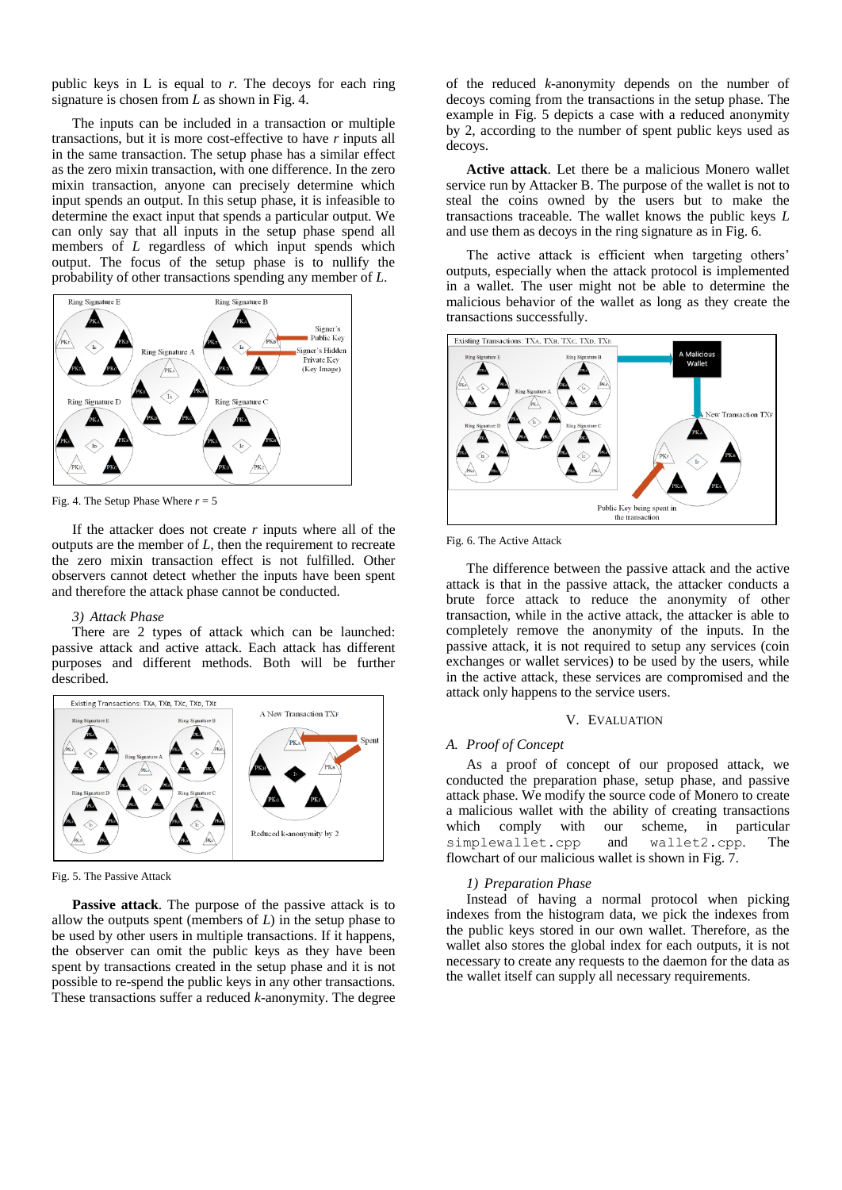public keys in L is equal to $r$. The decoys for each ring signature is chosen from $L$ as shown in Fig. 4.

The inputs can be included in a transaction or multiple transactions, but it is more cost-effective to have $r$ inputs all in the same transaction. The setup phase has a similar effect as the zero mixin transaction, with one difference. In the zero mixin transaction, anyone can precisely determine which input spends an output. In this setup phase, it is infeasible to determine the exact input that spends a particular output. We can only say that all inputs in the setup phase spend all members of $L$ regardless of which input spends which output. The focus of the setup phase is to nullify the probability of other transactions spending any member of $L$.

Fig. 4. The Setup Phase Where $r = 5$

If the attacker does not create $r$ inputs where all of the outputs are the member of $L$, then the requirement to recreate the zero mixin transaction effect is not fulfilled. Other observers cannot detect whether the inputs have been spent and therefore the attack phase cannot be conducted.

*3) Attack Phase*

There are 2 types of attack which can be launched: passive attack and active attack. Each attack has different purposes and different methods. Both will be further described.

Fig. 5. The Passive Attack

**Passive attack**. The purpose of the passive attack is to allow the outputs spent (members of $L$) in the setup phase to be used by other users in multiple transactions. If it happens, the observer can omit the public keys as they have been spent by transactions created in the setup phase and it is not possible to re-spend the public keys in any other transactions. These transactions suffer a reduced $k$-anonymity. The degree of the reduced $k$-anonymity depends on the number of decoys coming from the transactions in the setup phase. The example in Fig. 5 depicts a case with a reduced anonymity by 2, according to the number of spent public keys used as decoys.

**Active attack**. Let there be a malicious Monero wallet service run by Attacker B. The purpose of the wallet is not to steal the coins owned by the users but to make the transactions traceable. The wallet knows the public keys $L$ and use them as decoys in the ring signature as in Fig. 6.

The active attack is efficient when targeting others' outputs, especially when the attack protocol is implemented in a wallet. The user might not be able to determine the malicious behavior of the wallet as long as they create the transactions successfully.

Fig. 6. The Active Attack

The difference between the passive attack and the active attack is that in the passive attack, the attacker conducts a brute force attack to reduce the anonymity of other transaction, while in the active attack, the attacker is able to completely remove the anonymity of the inputs. In the passive attack, it is not required to use any services (coin exchanges or wallet services) to be used by the users, while in the active attack, these services are compromised and the attack only happens to the service users.

## V. Evaluation

### *A. Proof of Concept*

As a proof of concept of our proposed attack, we conducted the preparation phase, setup phase, and passive attack phase. We modify the source code of Monero to create a malicious wallet with the ability of creating transactions which comply with our scheme, in particular `simplewallet.cpp` and `wallet2.cpp`. The flowchart of our malicious wallet is shown in Fig. 7.

*1) Preparation Phase*

Instead of having a normal protocol when picking indexes from the histogram data, we pick the indexes from the public keys stored in our own wallet. Therefore, as the wallet also stores the global index for each outputs, it is not necessary to create any requests to the daemon for the data as the wallet itself can supply all necessary requirements.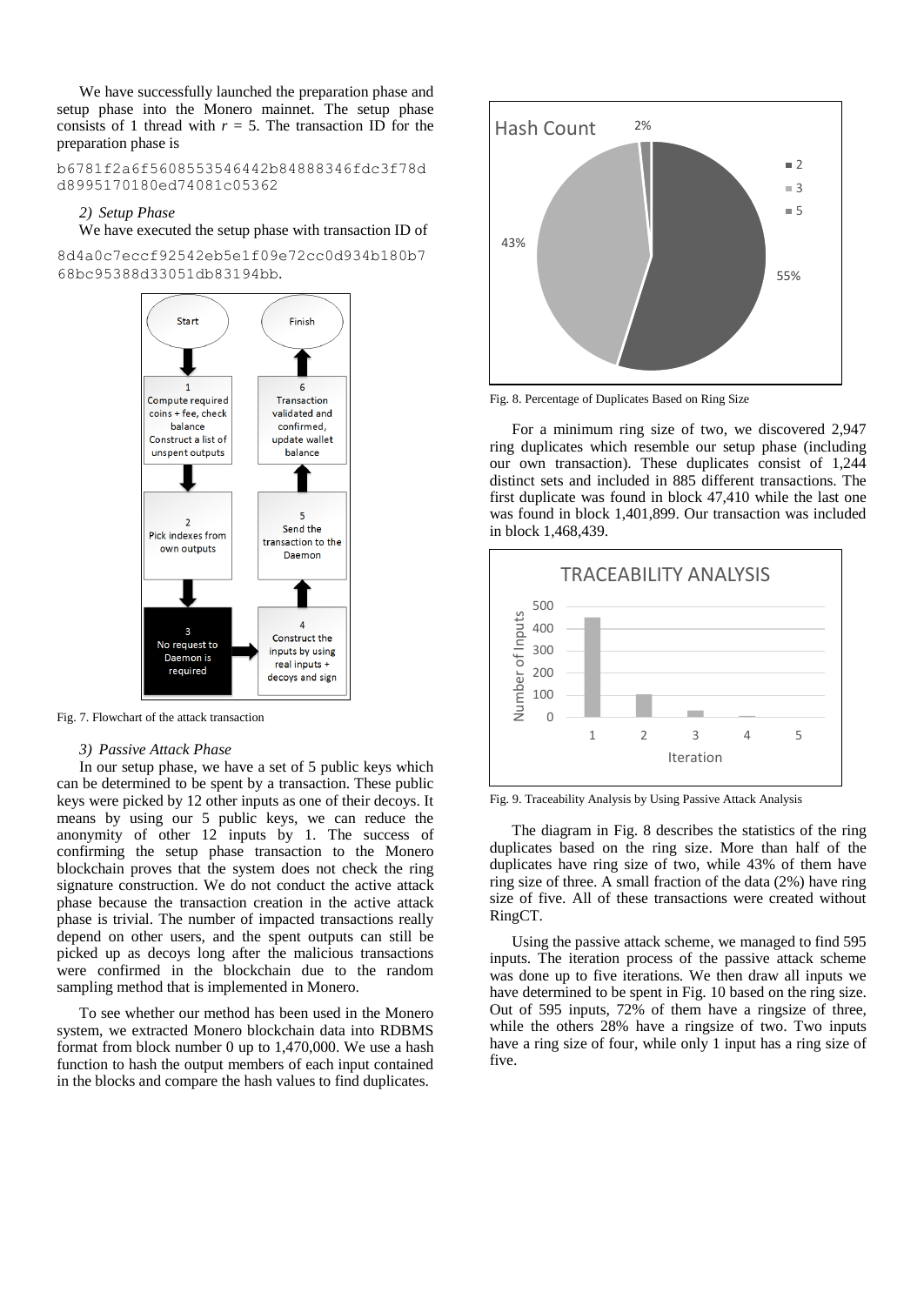We have successfully launched the preparation phase and setup phase into the Monero mainnet. The setup phase consists of 1 thread with $r = 5$. The transaction ID for the preparation phase is

```
b6781f2a6f5608553546442b84888346fdc3f78d
d8995170180ed74081c05362
```

*2) Setup Phase*

We have executed the setup phase with transaction ID of

```
8d4a0c7eccf92542eb5e1f09e72cc0d934b180b7
68bc95388d33051db83194bb.
```

Fig. 7. Flowchart of the attack transaction

*3) Passive Attack Phase*

In our setup phase, we have a set of 5 public keys which can be determined to be spent by a transaction. These public keys were picked by 12 other inputs as one of their decoys. It means by using our 5 public keys, we can reduce the anonymity of other 12 inputs by 1. The success of confirming the setup phase transaction to the Monero blockchain proves that the system does not check the ring signature construction. We do not conduct the active attack phase because the transaction creation in the active attack phase is trivial. The number of impacted transactions really depend on other users, and the spent outputs can still be picked up as decoys long after the malicious transactions were confirmed in the blockchain due to the random sampling method that is implemented in Monero.

To see whether our method has been used in the Monero system, we extracted Monero blockchain data into RDBMS format from block number 0 up to 1,470,000. We use a hash function to hash the output members of each input contained in the blocks and compare the hash values to find duplicates.

Fig. 8. Percentage of Duplicates Based on Ring Size

For a minimum ring size of two, we discovered 2,947 ring duplicates which resemble our setup phase (including our own transaction). These duplicates consist of 1,244 distinct sets and included in 885 different transactions. The first duplicate was found in block 47,410 while the last one was found in block 1,401,899. Our transaction was included in block 1,468,439.

Fig. 9. Traceability Analysis by Using Passive Attack Analysis

The diagram in Fig. 8 describes the statistics of the ring duplicates based on the ring size. More than half of the duplicates have ring size of two, while 43% of them have ring size of three. A small fraction of the data (2%) have ring size of five. All of these transactions were created without RingCT.

Using the passive attack scheme, we managed to find 595 inputs. The iteration process of the passive attack scheme was done up to five iterations. We then draw all inputs we have determined to be spent in Fig. 10 based on the ring size. Out of 595 inputs, 72% of them have a ringsize of three, while the others 28% have a ringsize of two. Two inputs have a ring size of four, while only 1 input has a ring size of five.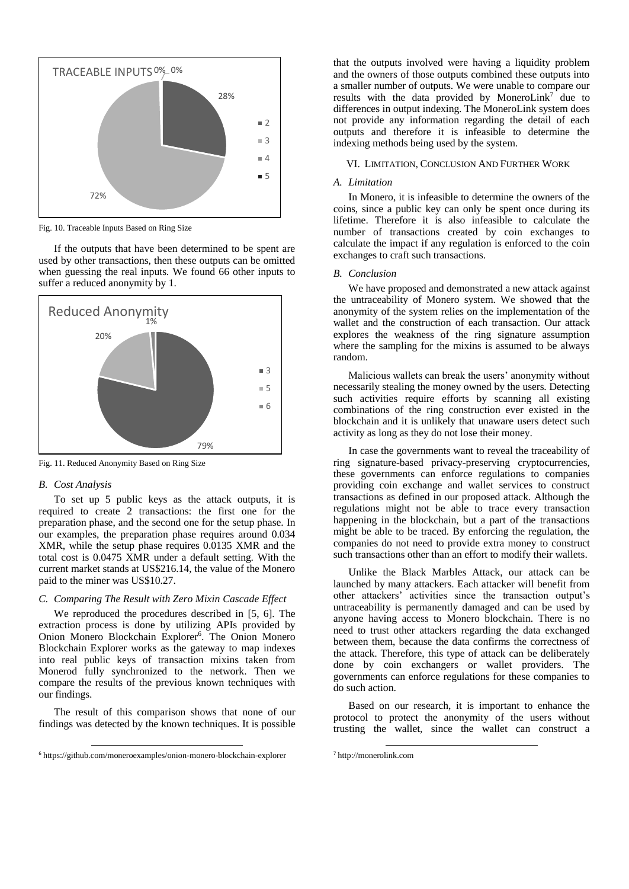Fig. 10. Traceable Inputs Based on Ring Size

If the outputs that have been determined to be spent are used by other transactions, then these outputs can be omitted when guessing the real inputs. We found 66 other inputs to suffer a reduced anonymity by 1.

Fig. 11. Reduced Anonymity Based on Ring Size

### *B. Cost Analysis*

To set up 5 public keys as the attack outputs, it is required to create 2 transactions: the first one for the preparation phase, and the second one for the setup phase. In our examples, the preparation phase requires around 0.034 XMR, while the setup phase requires 0.0135 XMR and the total cost is 0.0475 XMR under a default setting. With the current market stands at US$216.14, the value of the Monero paid to the miner was US$10.27.

### *C. Comparing The Result with Zero Mixin Cascade Effect*

We reproduced the procedures described in [5, 6]. The extraction process is done by utilizing APIs provided by Onion Monero Blockchain Explorer[6]. The Onion Monero Blockchain Explorer works as the gateway to map indexes into real public keys of transaction mixins taken from Monerod fully synchronized to the network. Then we compare the results of the previous known techniques with our findings.

The result of this comparison shows that none of our findings was detected by the known techniques. It is possible that the outputs involved were having a liquidity problem and the owners of those outputs combined these outputs into a smaller number of outputs. We were unable to compare our results with the data provided by MoneroLink[7] due to differences in output indexing. The MoneroLink system does not provide any information regarding the detail of each outputs and therefore it is infeasible to determine the indexing methods being used by the system.

## VI. Limitation, Conclusion And Further Work

### *A. Limitation*

In Monero, it is infeasible to determine the owners of the coins, since a public key can only be spent once during its lifetime. Therefore it is also infeasible to calculate the number of transactions created by coin exchanges to calculate the impact if any regulation is enforced to the coin exchanges to craft such transactions.

### *B. Conclusion*

We have proposed and demonstrated a new attack against the untraceability of Monero system. We showed that the anonymity of the system relies on the implementation of the wallet and the construction of each transaction. Our attack explores the weakness of the ring signature assumption where the sampling for the mixins is assumed to be always random.

Malicious wallets can break the users' anonymity without necessarily stealing the money owned by the users. Detecting such activities require efforts by scanning all existing combinations of the ring construction ever existed in the blockchain and it is unlikely that unaware users detect such activity as long as they do not lose their money.

In case the governments want to reveal the traceability of ring signature-based privacy-preserving cryptocurrencies, these governments can enforce regulations to companies providing coin exchange and wallet services to construct transactions as defined in our proposed attack. Although the regulations might not be able to trace every transaction happening in the blockchain, but a part of the transactions might be able to be traced. By enforcing the regulation, the companies do not need to provide extra money to construct such transactions other than an effort to modify their wallets.

Unlike the Black Marbles Attack, our attack can be launched by many attackers. Each attacker will benefit from other attackers' activities since the transaction output's untraceability is permanently damaged and can be used by anyone having access to Monero blockchain. There is no need to trust other attackers regarding the data exchanged between them, because the data confirms the correctness of the attack. Therefore, this type of attack can be deliberately done by coin exchangers or wallet providers. The governments can enforce regulations for these companies to do such action.

Based on our research, it is important to enhance the protocol to protect the anonymity of the users without trusting the wallet, since the wallet can construct a

[6] https://github.com/moneroexamples/onion-monero-blockchain-explorer

[7] http://monerolink.com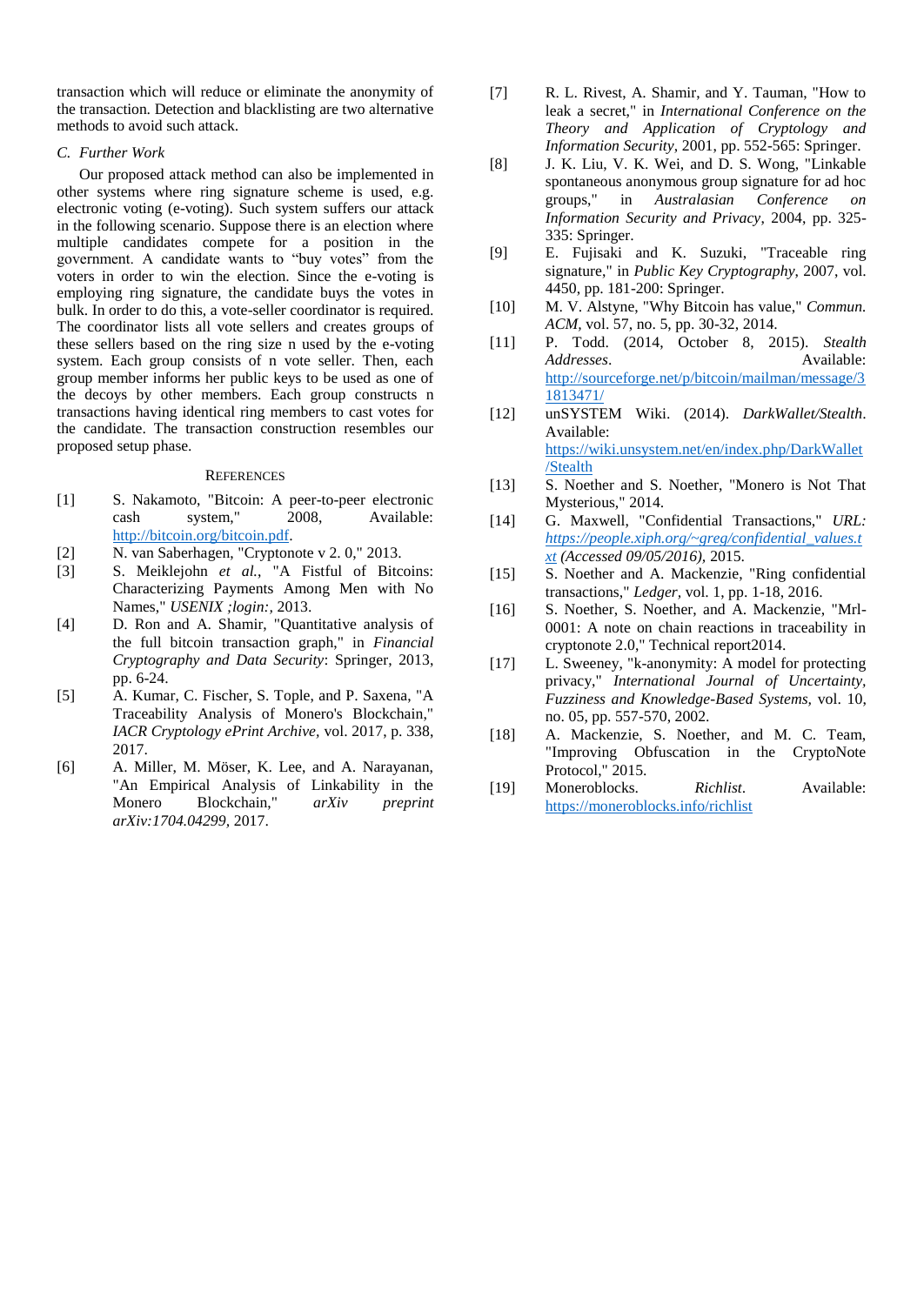transaction which will reduce or eliminate the anonymity of the transaction. Detection and blacklisting are two alternative methods to avoid such attack.

### *C. Further Work*

Our proposed attack method can also be implemented in other systems where ring signature scheme is used, e.g. electronic voting (e-voting). Such system suffers our attack in the following scenario. Suppose there is an election where multiple candidates compete for a position in the government. A candidate wants to "buy votes" from the voters in order to win the election. Since the e-voting is employing ring signature, the candidate buys the votes in bulk. In order to do this, a vote-seller coordinator is required. The coordinator lists all vote sellers and creates groups of these sellers based on the ring size n used by the e-voting system. Each group consists of n vote seller. Then, each group member informs her public keys to be used as one of the decoys by other members. Each group constructs n transactions having identical ring members to cast votes for the candidate. The transaction construction resembles our proposed setup phase.

## REFERENCES

[1] S. Nakamoto, "Bitcoin: A peer-to-peer electronic cash system," 2008, Available: http://bitcoin.org/bitcoin.pdf.

[2] N. van Saberhagen, "Cryptonote v 2. 0," 2013.

[3] S. Meiklejohn *et al.*, "A Fistful of Bitcoins: Characterizing Payments Among Men with No Names," *USENIX ;login:*, 2013.

[4] D. Ron and A. Shamir, "Quantitative analysis of the full bitcoin transaction graph," in *Financial Cryptography and Data Security*: Springer, 2013, pp. 6-24.

[5] A. Kumar, C. Fischer, S. Tople, and P. Saxena, "A Traceability Analysis of Monero's Blockchain," *IACR Cryptology ePrint Archive*, vol. 2017, p. 338, 2017.

[6] A. Miller, M. Möser, K. Lee, and A. Narayanan, "An Empirical Analysis of Linkability in the Monero Blockchain," *arXiv preprint arXiv:1704.04299*, 2017.

[7] R. L. Rivest, A. Shamir, and Y. Tauman, "How to leak a secret," in *International Conference on the Theory and Application of Cryptology and Information Security*, 2001, pp. 552-565: Springer.

[8] J. K. Liu, V. K. Wei, and D. S. Wong, "Linkable spontaneous anonymous group signature for ad hoc groups," in *Australasian Conference on Information Security and Privacy*, 2004, pp. 325-335: Springer.

[9] E. Fujisaki and K. Suzuki, "Traceable ring signature," in *Public Key Cryptography*, 2007, vol. 4450, pp. 181-200: Springer.

[10] M. V. Alstyne, "Why Bitcoin has value," *Commun. ACM*, vol. 57, no. 5, pp. 30-32, 2014.

[11] P. Todd. (2014, October 8, 2015). *Stealth Addresses*. Available: http://sourceforge.net/p/bitcoin/mailman/message/31813471/

[12] unSYSTEM Wiki. (2014). *DarkWallet/Stealth*. Available: https://wiki.unsystem.net/en/index.php/DarkWallet/Stealth

[13] S. Noether and S. Noether, "Monero is Not That Mysterious," 2014.

[14] G. Maxwell, "Confidential Transactions," *URL: https://people.xiph.org/~greg/confidential_values.txt (Accessed 09/05/2016)*, 2015.

[15] S. Noether and A. Mackenzie, "Ring confidential transactions," *Ledger*, vol. 1, pp. 1-18, 2016.

[16] S. Noether, S. Noether, and A. Mackenzie, "Mrl-0001: A note on chain reactions in traceability in cryptonote 2.0," Technical report2014.

[17] L. Sweeney, "k-anonymity: A model for protecting privacy," *International Journal of Uncertainty, Fuzziness and Knowledge-Based Systems,* vol. 10, no. 05, pp. 557-570, 2002.

[18] A. Mackenzie, S. Noether, and M. C. Team, "Improving Obfuscation in the CryptoNote Protocol," 2015.

[19] Moneroblocks. *Richlist*. Available: https://moneroblocks.info/richlist